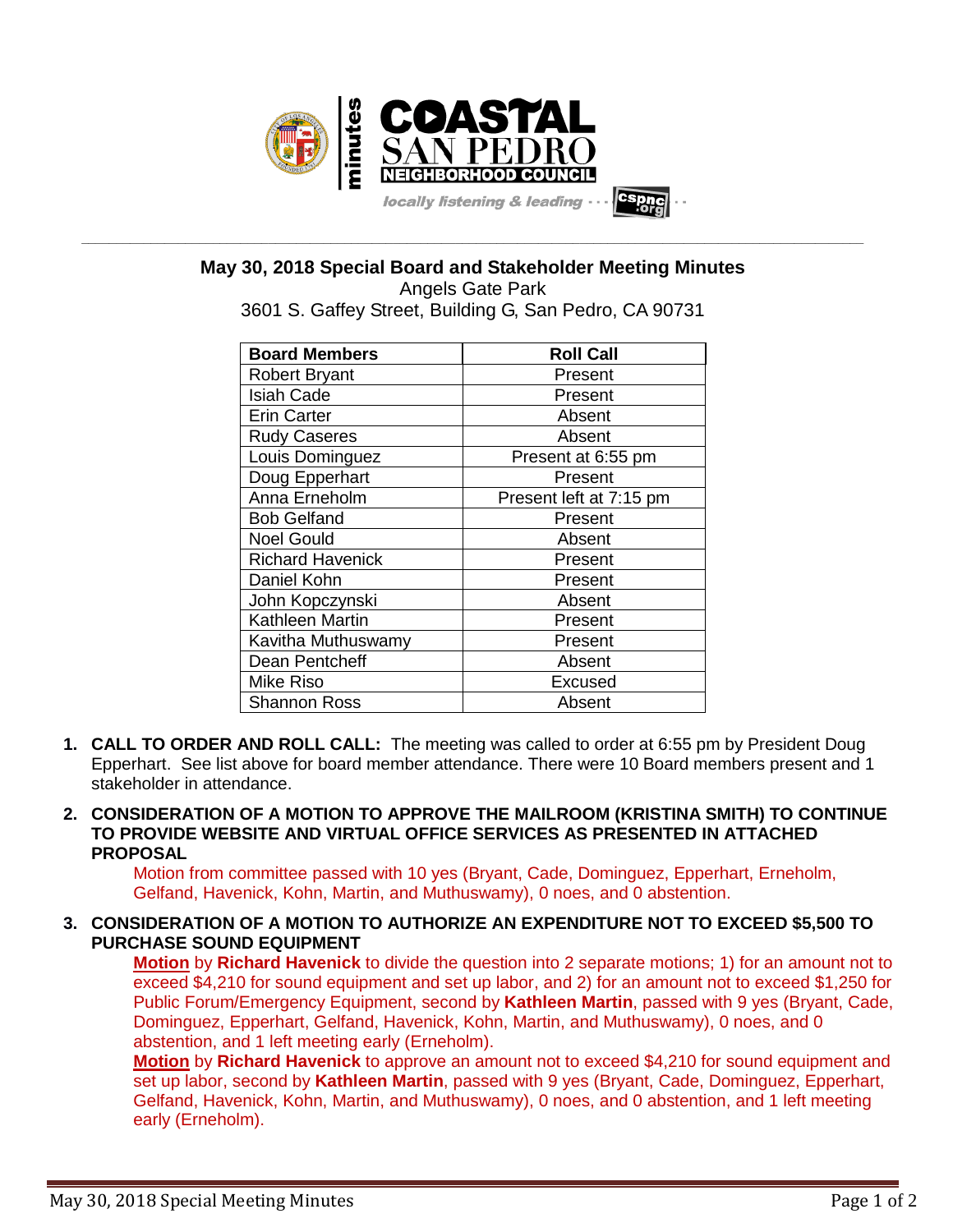**COASTAL SAN PEDRO NEIGHBORHOOD COUNCIL** minutes

*locally listening & leading* · · · cspnc.org

# May 30, 2018 Special Board and Stakeholder Meeting Minutes

Angels Gate Park
3601 S. Gaffey Street, Building G, San Pedro, CA 90731

| Board Members | Roll Call |
|---|---|
| Robert Bryant | Present |
| Isiah Cade | Present |
| Erin Carter | Absent |
| Rudy Caseres | Absent |
| Louis Dominguez | Present at 6:55 pm |
| Doug Epperhart | Present |
| Anna Erneholm | Present left at 7:15 pm |
| Bob Gelfand | Present |
| Noel Gould | Absent |
| Richard Havenick | Present |
| Daniel Kohn | Present |
| John Kopczynski | Absent |
| Kathleen Martin | Present |
| Kavitha Muthuswamy | Present |
| Dean Pentcheff | Absent |
| Mike Riso | Excused |
| Shannon Ross | Absent |

1. **CALL TO ORDER AND ROLL CALL:** The meeting was called to order at 6:55 pm by President Doug Epperhart. See list above for board member attendance. There were 10 Board members present and 1 stakeholder in attendance.

2. **CONSIDERATION OF A MOTION TO APPROVE THE MAILROOM (KRISTINA SMITH) TO CONTINUE TO PROVIDE WEBSITE AND VIRTUAL OFFICE SERVICES AS PRESENTED IN ATTACHED PROPOSAL**

   Motion from committee passed with 10 yes (Bryant, Cade, Dominguez, Epperhart, Erneholm, Gelfand, Havenick, Kohn, Martin, and Muthuswamy), 0 noes, and 0 abstention.

3. **CONSIDERATION OF A MOTION TO AUTHORIZE AN EXPENDITURE NOT TO EXCEED $5,500 TO PURCHASE SOUND EQUIPMENT**

   **Motion** by **Richard Havenick** to divide the question into 2 separate motions; 1) for an amount not to exceed $4,210 for sound equipment and set up labor, and 2) for an amount not to exceed $1,250 for Public Forum/Emergency Equipment, second by **Kathleen Martin**, passed with 9 yes (Bryant, Cade, Dominguez, Epperhart, Gelfand, Havenick, Kohn, Martin, and Muthuswamy), 0 noes, and 0 abstention, and 1 left meeting early (Erneholm).

   **Motion** by **Richard Havenick** to approve an amount not to exceed $4,210 for sound equipment and set up labor, second by **Kathleen Martin**, passed with 9 yes (Bryant, Cade, Dominguez, Epperhart, Gelfand, Havenick, Kohn, Martin, and Muthuswamy), 0 noes, and 0 abstention, and 1 left meeting early (Erneholm).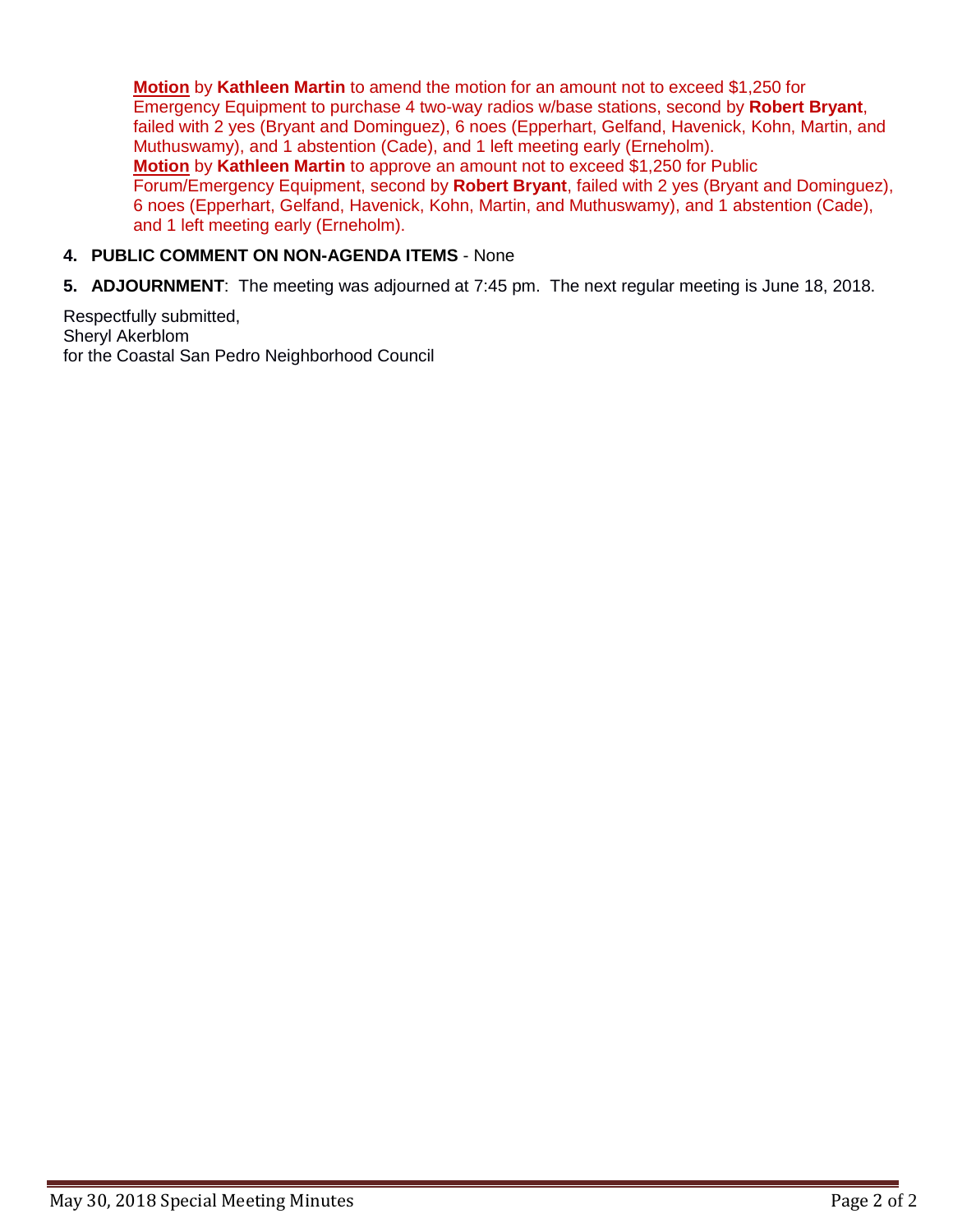**Motion** by **Kathleen Martin** to amend the motion for an amount not to exceed $1,250 for Emergency Equipment to purchase 4 two-way radios w/base stations, second by **Robert Bryant**, failed with 2 yes (Bryant and Dominguez), 6 noes (Epperhart, Gelfand, Havenick, Kohn, Martin, and Muthuswamy), and 1 abstention (Cade), and 1 left meeting early (Erneholm).
**Motion** by **Kathleen Martin** to approve an amount not to exceed $1,250 for Public Forum/Emergency Equipment, second by **Robert Bryant**, failed with 2 yes (Bryant and Dominguez), 6 noes (Epperhart, Gelfand, Havenick, Kohn, Martin, and Muthuswamy), and 1 abstention (Cade), and 1 left meeting early (Erneholm).

4. **PUBLIC COMMENT ON NON-AGENDA ITEMS** - None

5. **ADJOURNMENT**: The meeting was adjourned at 7:45 pm. The next regular meeting is June 18, 2018.

Respectfully submitted,
Sheryl Akerblom
for the Coastal San Pedro Neighborhood Council